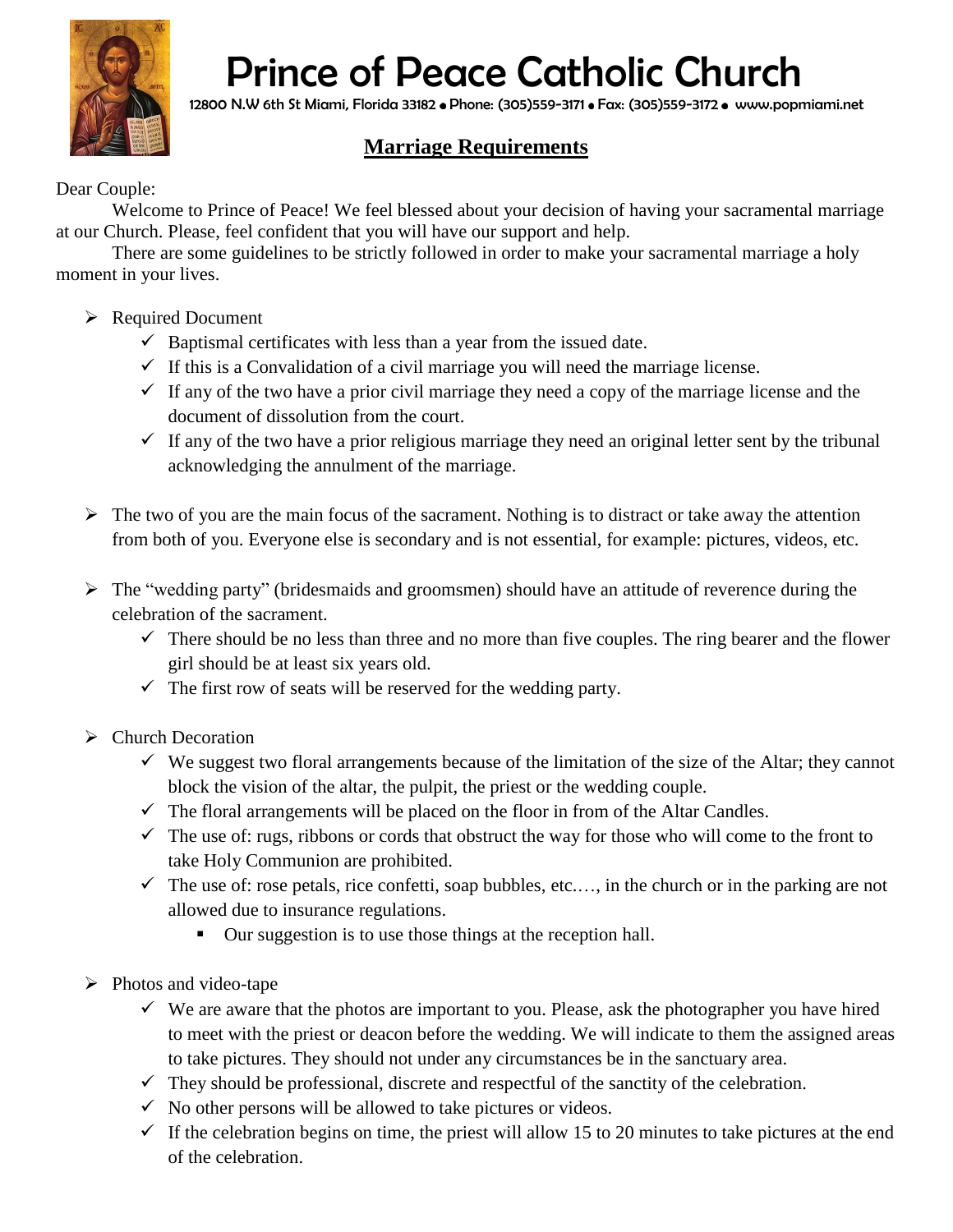# Prince of Peace Catholic Church

12800 N.W 6th St Miami, Florida 33182 • Phone: (305)559-3171 • Fax: (305)559-3172 • www.popmiami.net

## Marriage Requirements

Dear Couple:

Welcome to Prince of Peace! We feel blessed about your decision of having your sacramental marriage at our Church. Please, feel confident that you will have our support and help.

There are some guidelines to be strictly followed in order to make your sacramental marriage a holy moment in your lives.

- Required Document
  - Baptismal certificates with less than a year from the issued date.
  - If this is a Convalidation of a civil marriage you will need the marriage license.
  - If any of the two have a prior civil marriage they need a copy of the marriage license and the document of dissolution from the court.
  - If any of the two have a prior religious marriage they need an original letter sent by the tribunal acknowledging the annulment of the marriage.

- The two of you are the main focus of the sacrament. Nothing is to distract or take away the attention from both of you. Everyone else is secondary and is not essential, for example: pictures, videos, etc.

- The "wedding party" (bridesmaids and groomsmen) should have an attitude of reverence during the celebration of the sacrament.
  - There should be no less than three and no more than five couples. The ring bearer and the flower girl should be at least six years old.
  - The first row of seats will be reserved for the wedding party.

- Church Decoration
  - We suggest two floral arrangements because of the limitation of the size of the Altar; they cannot block the vision of the altar, the pulpit, the priest or the wedding couple.
  - The floral arrangements will be placed on the floor in from of the Altar Candles.
  - The use of: rugs, ribbons or cords that obstruct the way for those who will come to the front to take Holy Communion are prohibited.
  - The use of: rose petals, rice confetti, soap bubbles, etc.…, in the church or in the parking are not allowed due to insurance regulations.
    - Our suggestion is to use those things at the reception hall.

- Photos and video-tape
  - We are aware that the photos are important to you. Please, ask the photographer you have hired to meet with the priest or deacon before the wedding. We will indicate to them the assigned areas to take pictures. They should not under any circumstances be in the sanctuary area.
  - They should be professional, discrete and respectful of the sanctity of the celebration.
  - No other persons will be allowed to take pictures or videos.
  - If the celebration begins on time, the priest will allow 15 to 20 minutes to take pictures at the end of the celebration.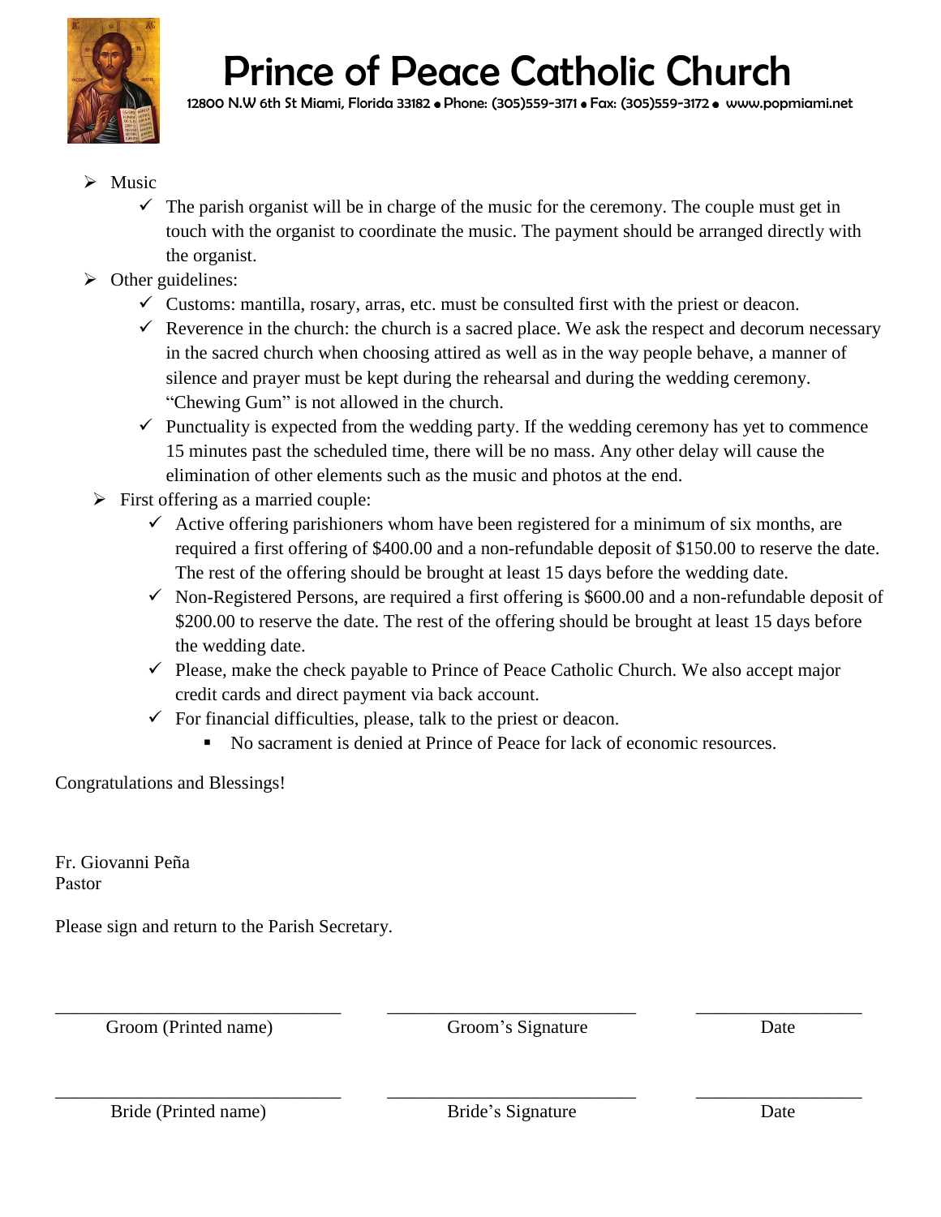// Prince of Peace Catholic Church

12800 N.W 6th St Miami, Florida 33182 • Phone: (305)559-3171 • Fax: (305)559-3172 • www.popmiami.net

- Music
  - The parish organist will be in charge of the music for the ceremony. The couple must get in touch with the organist to coordinate the music. The payment should be arranged directly with the organist.
- Other guidelines:
  - Customs: mantilla, rosary, arras, etc. must be consulted first with the priest or deacon.
  - Reverence in the church: the church is a sacred place. We ask the respect and decorum necessary in the sacred church when choosing attired as well as in the way people behave, a manner of silence and prayer must be kept during the rehearsal and during the wedding ceremony. "Chewing Gum" is not allowed in the church.
  - Punctuality is expected from the wedding party. If the wedding ceremony has yet to commence 15 minutes past the scheduled time, there will be no mass. Any other delay will cause the elimination of other elements such as the music and photos at the end.
- First offering as a married couple:
  - Active offering parishioners whom have been registered for a minimum of six months, are required a first offering of $400.00 and a non-refundable deposit of $150.00 to reserve the date. The rest of the offering should be brought at least 15 days before the wedding date.
  - Non-Registered Persons, are required a first offering is $600.00 and a non-refundable deposit of $200.00 to reserve the date. The rest of the offering should be brought at least 15 days before the wedding date.
  - Please, make the check payable to Prince of Peace Catholic Church. We also accept major credit cards and direct payment via back account.
  - For financial difficulties, please, talk to the priest or deacon.
    - No sacrament is denied at Prince of Peace for lack of economic resources.

Congratulations and Blessings!

Fr. Giovanni Peña
Pastor

Please sign and return to the Parish Secretary.

| | | |
|---|---|---|
| \_\_\_\_\_\_\_\_\_\_\_\_\_\_\_\_\_\_\_\_ Groom (Printed name) | \_\_\_\_\_\_\_\_\_\_\_\_\_\_\_\_\_\_\_\_ Groom's Signature | \_\_\_\_\_\_\_\_\_\_\_\_ Date |
| \_\_\_\_\_\_\_\_\_\_\_\_\_\_\_\_\_\_\_\_ Bride (Printed name) | \_\_\_\_\_\_\_\_\_\_\_\_\_\_\_\_\_\_\_\_ Bride's Signature | \_\_\_\_\_\_\_\_\_\_\_\_ Date |